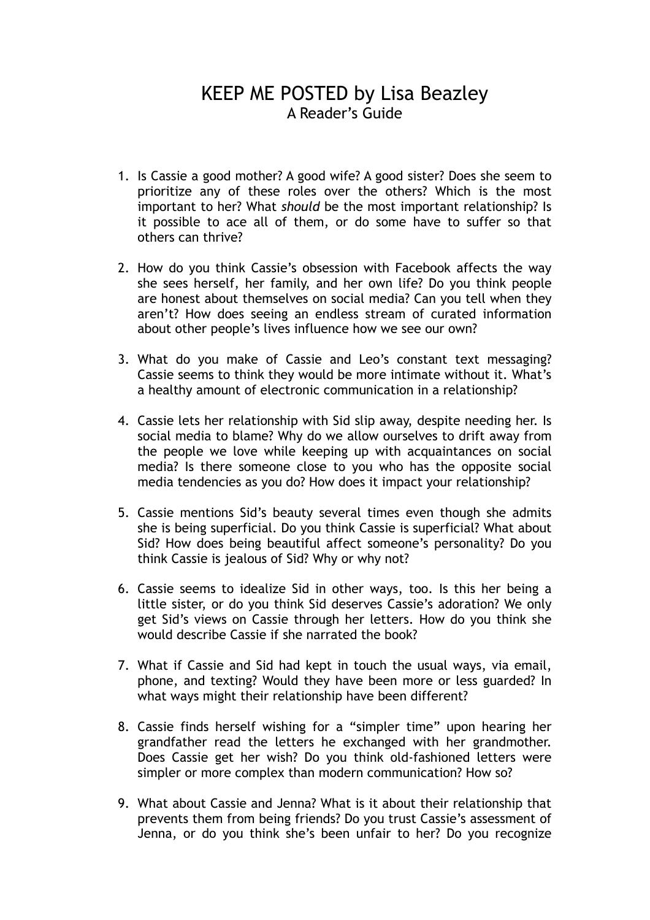# KEEP ME POSTED by Lisa Beazley

## A Reader's Guide

1. Is Cassie a good mother? A good wife? A good sister? Does she seem to prioritize any of these roles over the others? Which is the most important to her? What *should* be the most important relationship? Is it possible to ace all of them, or do some have to suffer so that others can thrive?

2. How do you think Cassie's obsession with Facebook affects the way she sees herself, her family, and her own life? Do you think people are honest about themselves on social media? Can you tell when they aren't? How does seeing an endless stream of curated information about other people's lives influence how we see our own?

3. What do you make of Cassie and Leo's constant text messaging? Cassie seems to think they would be more intimate without it. What's a healthy amount of electronic communication in a relationship?

4. Cassie lets her relationship with Sid slip away, despite needing her. Is social media to blame? Why do we allow ourselves to drift away from the people we love while keeping up with acquaintances on social media? Is there someone close to you who has the opposite social media tendencies as you do? How does it impact your relationship?

5. Cassie mentions Sid's beauty several times even though she admits she is being superficial. Do you think Cassie is superficial? What about Sid? How does being beautiful affect someone's personality? Do you think Cassie is jealous of Sid? Why or why not?

6. Cassie seems to idealize Sid in other ways, too. Is this her being a little sister, or do you think Sid deserves Cassie's adoration? We only get Sid's views on Cassie through her letters. How do you think she would describe Cassie if she narrated the book?

7. What if Cassie and Sid had kept in touch the usual ways, via email, phone, and texting? Would they have been more or less guarded? In what ways might their relationship have been different?

8. Cassie finds herself wishing for a "simpler time" upon hearing her grandfather read the letters he exchanged with her grandmother. Does Cassie get her wish? Do you think old-fashioned letters were simpler or more complex than modern communication? How so?

9. What about Cassie and Jenna? What is it about their relationship that prevents them from being friends? Do you trust Cassie's assessment of Jenna, or do you think she's been unfair to her? Do you recognize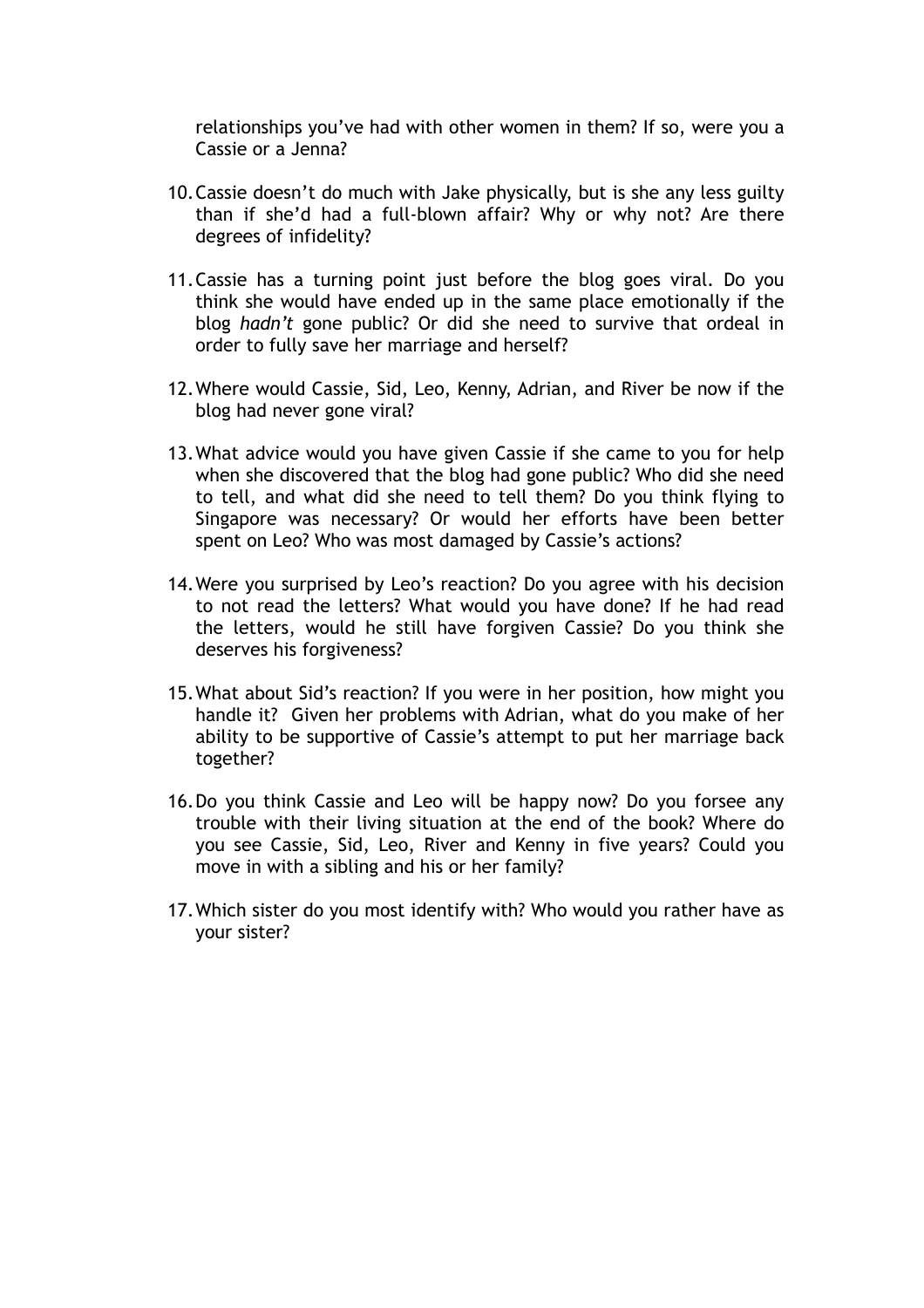relationships you've had with other women in them? If so, were you a Cassie or a Jenna?

10. Cassie doesn't do much with Jake physically, but is she any less guilty than if she'd had a full-blown affair? Why or why not? Are there degrees of infidelity?

11. Cassie has a turning point just before the blog goes viral. Do you think she would have ended up in the same place emotionally if the blog *hadn't* gone public? Or did she need to survive that ordeal in order to fully save her marriage and herself?

12. Where would Cassie, Sid, Leo, Kenny, Adrian, and River be now if the blog had never gone viral?

13. What advice would you have given Cassie if she came to you for help when she discovered that the blog had gone public? Who did she need to tell, and what did she need to tell them? Do you think flying to Singapore was necessary? Or would her efforts have been better spent on Leo? Who was most damaged by Cassie's actions?

14. Were you surprised by Leo's reaction? Do you agree with his decision to not read the letters? What would you have done? If he had read the letters, would he still have forgiven Cassie? Do you think she deserves his forgiveness?

15. What about Sid's reaction? If you were in her position, how might you handle it? Given her problems with Adrian, what do you make of her ability to be supportive of Cassie's attempt to put her marriage back together?

16. Do you think Cassie and Leo will be happy now? Do you forsee any trouble with their living situation at the end of the book? Where do you see Cassie, Sid, Leo, River and Kenny in five years? Could you move in with a sibling and his or her family?

17. Which sister do you most identify with? Who would you rather have as your sister?